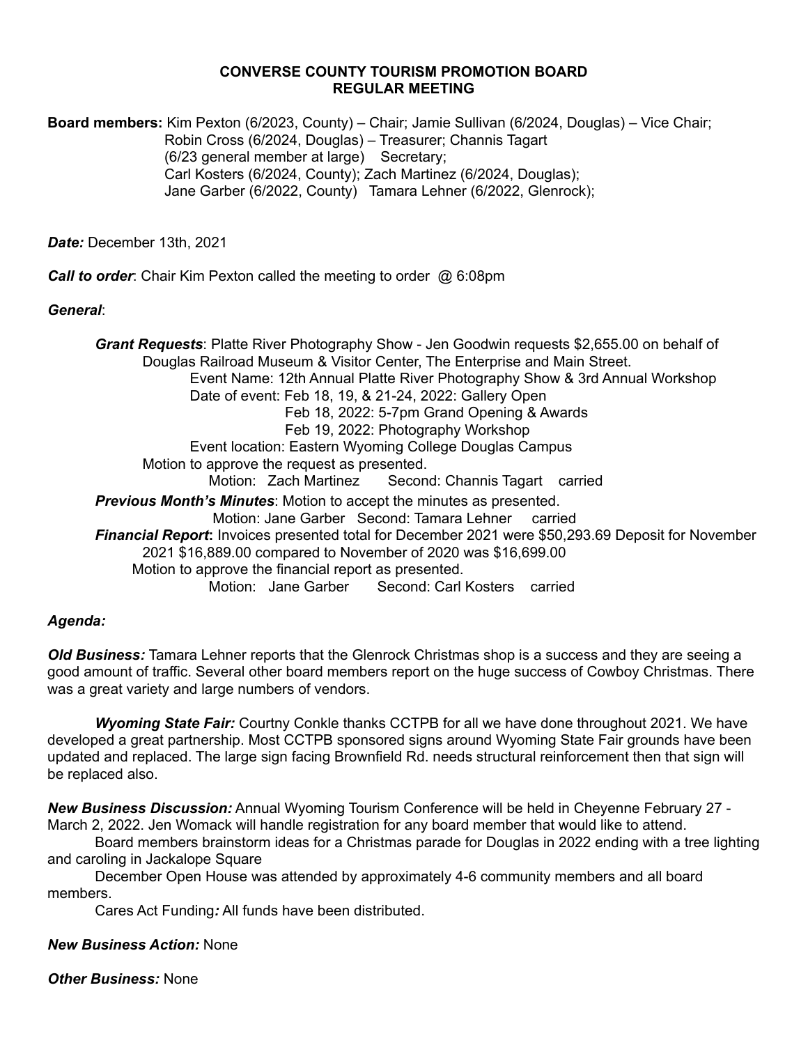# CONVERSE COUNTY TOURISM PROMOTION BOARD
## REGULAR MEETING

**Board members:** Kim Pexton (6/2023, County) – Chair; Jamie Sullivan (6/2024, Douglas) – Vice Chair; Robin Cross (6/2024, Douglas) – Treasurer; Channis Tagart (6/23 general member at large) Secretary; Carl Kosters (6/2024, County); Zach Martinez (6/2024, Douglas); Jane Garber (6/2022, County) Tamara Lehner (6/2022, Glenrock);

***Date:*** December 13th, 2021

***Call to order***: Chair Kim Pexton called the meeting to order @ 6:08pm

***General***:

***Grant Requests***: Platte River Photography Show - Jen Goodwin requests $2,655.00 on behalf of Douglas Railroad Museum & Visitor Center, The Enterprise and Main Street.

Event Name: 12th Annual Platte River Photography Show & 3rd Annual Workshop

Date of event: Feb 18, 19, & 21-24, 2022: Gallery Open

Feb 18, 2022: 5-7pm Grand Opening & Awards

Feb 19, 2022: Photography Workshop

Event location: Eastern Wyoming College Douglas Campus

Motion to approve the request as presented.

Motion: Zach Martinez Second: Channis Tagart carried

***Previous Month's Minutes***: Motion to accept the minutes as presented.

Motion: Jane Garber Second: Tamara Lehner carried

***Financial Report*:** Invoices presented total for December 2021 were $50,293.69 Deposit for November 2021 $16,889.00 compared to November of 2020 was $16,699.00

Motion to approve the financial report as presented.

Motion: Jane Garber Second: Carl Kosters carried

***Agenda:***

***Old Business:*** Tamara Lehner reports that the Glenrock Christmas shop is a success and they are seeing a good amount of traffic. Several other board members report on the huge success of Cowboy Christmas. There was a great variety and large numbers of vendors.

***Wyoming State Fair:*** Courtny Conkle thanks CCTPB for all we have done throughout 2021. We have developed a great partnership. Most CCTPB sponsored signs around Wyoming State Fair grounds have been updated and replaced. The large sign facing Brownfield Rd. needs structural reinforcement then that sign will be replaced also.

***New Business Discussion:*** Annual Wyoming Tourism Conference will be held in Cheyenne February 27 - March 2, 2022. Jen Womack will handle registration for any board member that would like to attend.

Board members brainstorm ideas for a Christmas parade for Douglas in 2022 ending with a tree lighting and caroling in Jackalope Square

December Open House was attended by approximately 4-6 community members and all board members.

Cares Act Funding*:* All funds have been distributed.

***New Business Action:*** None

***Other Business:*** None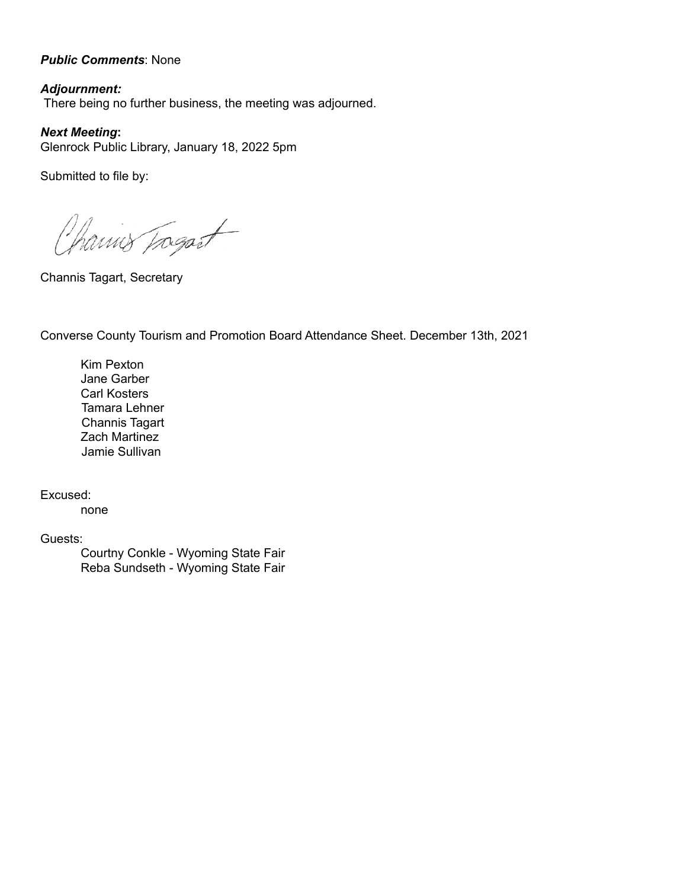***Public Comments***: None

***Adjournment:***
There being no further business, the meeting was adjourned.

***Next Meeting*:**
Glenrock Public Library, January 18, 2022 5pm

Submitted to file by:

Channis Tagart, Secretary

Converse County Tourism and Promotion Board Attendance Sheet. December 13th, 2021

- Kim Pexton
- Jane Garber
- Carl Kosters
- Tamara Lehner
- Channis Tagart
- Zach Martinez
- Jamie Sullivan

Excused:

- none

Guests:

- Courtny Conkle - Wyoming State Fair
- Reba Sundseth - Wyoming State Fair